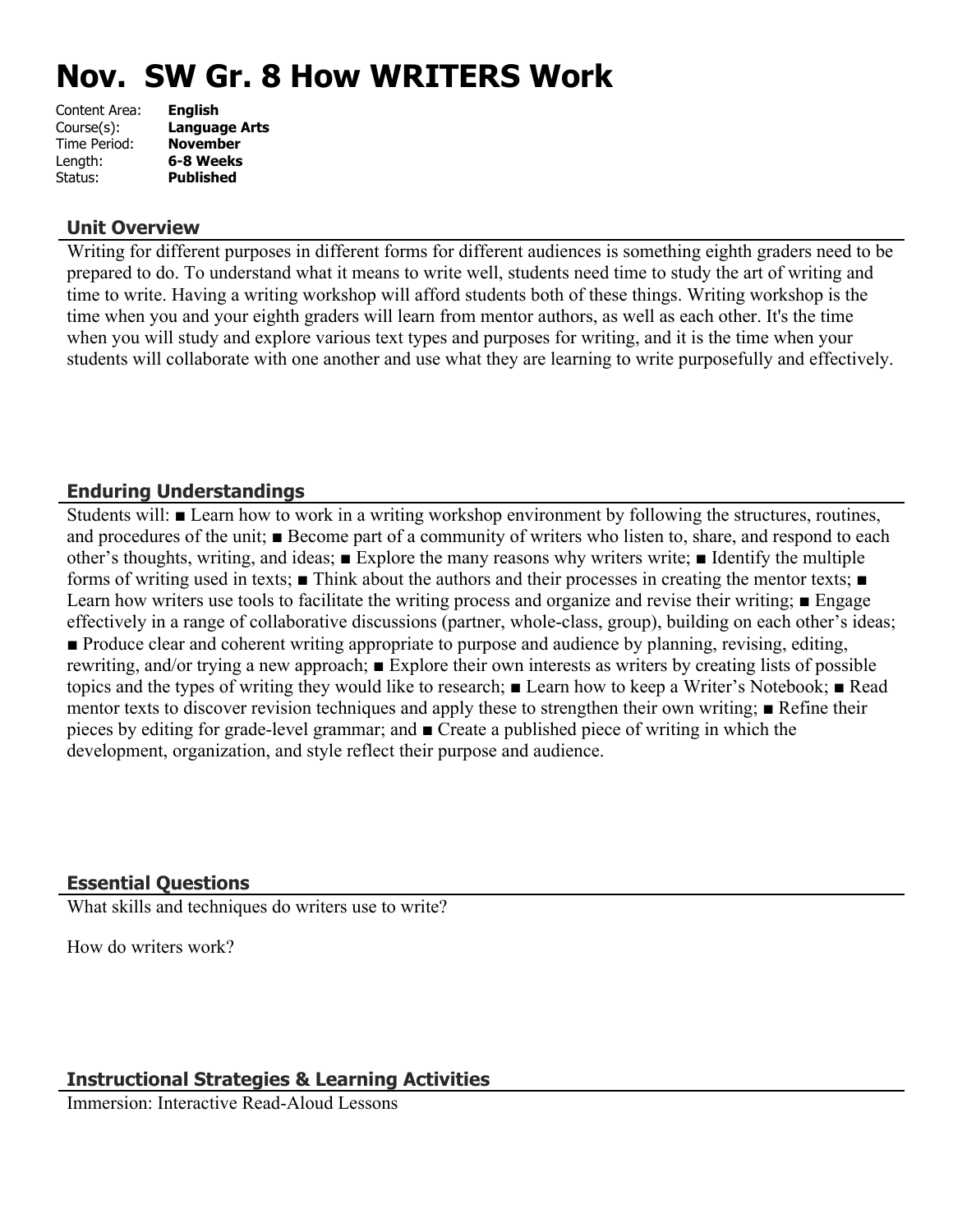# Nov. SW Gr. 8 How WRITERS Work

Content Area: **English**
Course(s): **Language Arts**
Time Period: **November**
Length: **6-8 Weeks**
Status: **Published**

## Unit Overview

Writing for different purposes in different forms for different audiences is something eighth graders need to be prepared to do. To understand what it means to write well, students need time to study the art of writing and time to write. Having a writing workshop will afford students both of these things. Writing workshop is the time when you and your eighth graders will learn from mentor authors, as well as each other. It's the time when you will study and explore various text types and purposes for writing, and it is the time when your students will collaborate with one another and use what they are learning to write purposefully and effectively.

## Enduring Understandings

Students will: ■ Learn how to work in a writing workshop environment by following the structures, routines, and procedures of the unit; ■ Become part of a community of writers who listen to, share, and respond to each other's thoughts, writing, and ideas; ■ Explore the many reasons why writers write; ■ Identify the multiple forms of writing used in texts; ■ Think about the authors and their processes in creating the mentor texts; ■ Learn how writers use tools to facilitate the writing process and organize and revise their writing; ■ Engage effectively in a range of collaborative discussions (partner, whole-class, group), building on each other's ideas; ■ Produce clear and coherent writing appropriate to purpose and audience by planning, revising, editing, rewriting, and/or trying a new approach; ■ Explore their own interests as writers by creating lists of possible topics and the types of writing they would like to research; ■ Learn how to keep a Writer's Notebook; ■ Read mentor texts to discover revision techniques and apply these to strengthen their own writing; ■ Refine their pieces by editing for grade-level grammar; and ■ Create a published piece of writing in which the development, organization, and style reflect their purpose and audience.

## Essential Questions

What skills and techniques do writers use to write?

How do writers work?

## Instructional Strategies & Learning Activities

Immersion: Interactive Read-Aloud Lessons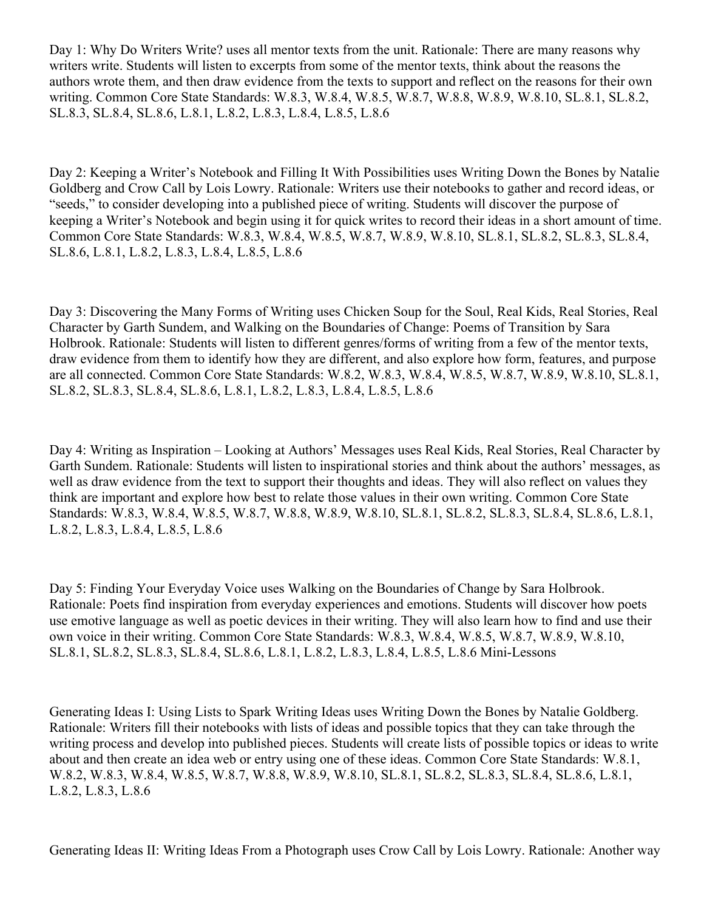Day 1: Why Do Writers Write? uses all mentor texts from the unit. Rationale: There are many reasons why writers write. Students will listen to excerpts from some of the mentor texts, think about the reasons the authors wrote them, and then draw evidence from the texts to support and reflect on the reasons for their own writing. Common Core State Standards: W.8.3, W.8.4, W.8.5, W.8.7, W.8.8, W.8.9, W.8.10, SL.8.1, SL.8.2, SL.8.3, SL.8.4, SL.8.6, L.8.1, L.8.2, L.8.3, L.8.4, L.8.5, L.8.6

Day 2: Keeping a Writer's Notebook and Filling It With Possibilities uses Writing Down the Bones by Natalie Goldberg and Crow Call by Lois Lowry. Rationale: Writers use their notebooks to gather and record ideas, or "seeds," to consider developing into a published piece of writing. Students will discover the purpose of keeping a Writer's Notebook and begin using it for quick writes to record their ideas in a short amount of time. Common Core State Standards: W.8.3, W.8.4, W.8.5, W.8.7, W.8.9, W.8.10, SL.8.1, SL.8.2, SL.8.3, SL.8.4, SL.8.6, L.8.1, L.8.2, L.8.3, L.8.4, L.8.5, L.8.6

Day 3: Discovering the Many Forms of Writing uses Chicken Soup for the Soul, Real Kids, Real Stories, Real Character by Garth Sundem, and Walking on the Boundaries of Change: Poems of Transition by Sara Holbrook. Rationale: Students will listen to different genres/forms of writing from a few of the mentor texts, draw evidence from them to identify how they are different, and also explore how form, features, and purpose are all connected. Common Core State Standards: W.8.2, W.8.3, W.8.4, W.8.5, W.8.7, W.8.9, W.8.10, SL.8.1, SL.8.2, SL.8.3, SL.8.4, SL.8.6, L.8.1, L.8.2, L.8.3, L.8.4, L.8.5, L.8.6

Day 4: Writing as Inspiration – Looking at Authors' Messages uses Real Kids, Real Stories, Real Character by Garth Sundem. Rationale: Students will listen to inspirational stories and think about the authors' messages, as well as draw evidence from the text to support their thoughts and ideas. They will also reflect on values they think are important and explore how best to relate those values in their own writing. Common Core State Standards: W.8.3, W.8.4, W.8.5, W.8.7, W.8.8, W.8.9, W.8.10, SL.8.1, SL.8.2, SL.8.3, SL.8.4, SL.8.6, L.8.1, L.8.2, L.8.3, L.8.4, L.8.5, L.8.6

Day 5: Finding Your Everyday Voice uses Walking on the Boundaries of Change by Sara Holbrook. Rationale: Poets find inspiration from everyday experiences and emotions. Students will discover how poets use emotive language as well as poetic devices in their writing. They will also learn how to find and use their own voice in their writing. Common Core State Standards: W.8.3, W.8.4, W.8.5, W.8.7, W.8.9, W.8.10, SL.8.1, SL.8.2, SL.8.3, SL.8.4, SL.8.6, L.8.1, L.8.2, L.8.3, L.8.4, L.8.5, L.8.6 Mini-Lessons

Generating Ideas I: Using Lists to Spark Writing Ideas uses Writing Down the Bones by Natalie Goldberg. Rationale: Writers fill their notebooks with lists of ideas and possible topics that they can take through the writing process and develop into published pieces. Students will create lists of possible topics or ideas to write about and then create an idea web or entry using one of these ideas. Common Core State Standards: W.8.1, W.8.2, W.8.3, W.8.4, W.8.5, W.8.7, W.8.8, W.8.9, W.8.10, SL.8.1, SL.8.2, SL.8.3, SL.8.4, SL.8.6, L.8.1, L.8.2, L.8.3, L.8.6

Generating Ideas II: Writing Ideas From a Photograph uses Crow Call by Lois Lowry. Rationale: Another way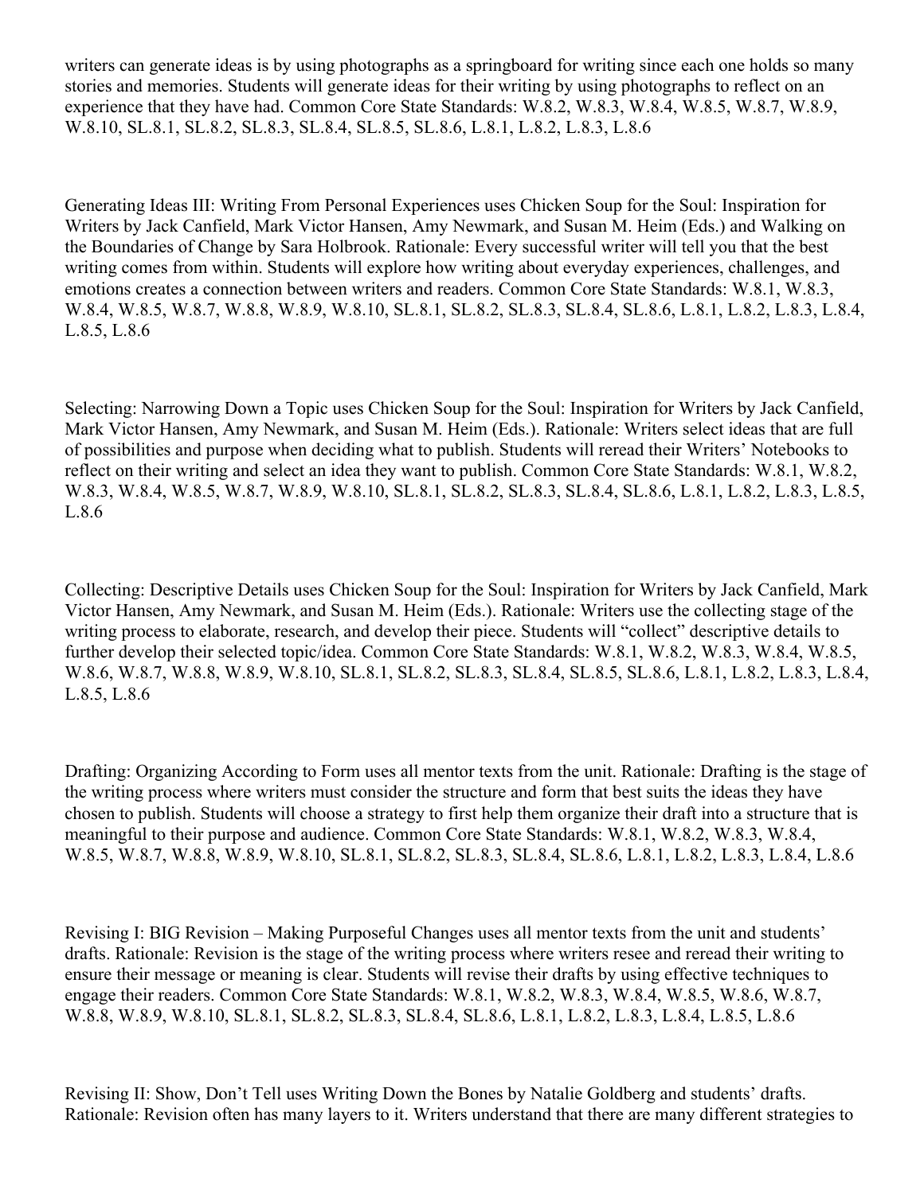writers can generate ideas is by using photographs as a springboard for writing since each one holds so many stories and memories. Students will generate ideas for their writing by using photographs to reflect on an experience that they have had. Common Core State Standards: W.8.2, W.8.3, W.8.4, W.8.5, W.8.7, W.8.9, W.8.10, SL.8.1, SL.8.2, SL.8.3, SL.8.4, SL.8.5, SL.8.6, L.8.1, L.8.2, L.8.3, L.8.6

Generating Ideas III: Writing From Personal Experiences uses Chicken Soup for the Soul: Inspiration for Writers by Jack Canfield, Mark Victor Hansen, Amy Newmark, and Susan M. Heim (Eds.) and Walking on the Boundaries of Change by Sara Holbrook. Rationale: Every successful writer will tell you that the best writing comes from within. Students will explore how writing about everyday experiences, challenges, and emotions creates a connection between writers and readers. Common Core State Standards: W.8.1, W.8.3, W.8.4, W.8.5, W.8.7, W.8.8, W.8.9, W.8.10, SL.8.1, SL.8.2, SL.8.3, SL.8.4, SL.8.6, L.8.1, L.8.2, L.8.3, L.8.4, L.8.5, L.8.6

Selecting: Narrowing Down a Topic uses Chicken Soup for the Soul: Inspiration for Writers by Jack Canfield, Mark Victor Hansen, Amy Newmark, and Susan M. Heim (Eds.). Rationale: Writers select ideas that are full of possibilities and purpose when deciding what to publish. Students will reread their Writers' Notebooks to reflect on their writing and select an idea they want to publish. Common Core State Standards: W.8.1, W.8.2, W.8.3, W.8.4, W.8.5, W.8.7, W.8.9, W.8.10, SL.8.1, SL.8.2, SL.8.3, SL.8.4, SL.8.6, L.8.1, L.8.2, L.8.3, L.8.5, L.8.6

Collecting: Descriptive Details uses Chicken Soup for the Soul: Inspiration for Writers by Jack Canfield, Mark Victor Hansen, Amy Newmark, and Susan M. Heim (Eds.). Rationale: Writers use the collecting stage of the writing process to elaborate, research, and develop their piece. Students will "collect" descriptive details to further develop their selected topic/idea. Common Core State Standards: W.8.1, W.8.2, W.8.3, W.8.4, W.8.5, W.8.6, W.8.7, W.8.8, W.8.9, W.8.10, SL.8.1, SL.8.2, SL.8.3, SL.8.4, SL.8.5, SL.8.6, L.8.1, L.8.2, L.8.3, L.8.4, L.8.5, L.8.6

Drafting: Organizing According to Form uses all mentor texts from the unit. Rationale: Drafting is the stage of the writing process where writers must consider the structure and form that best suits the ideas they have chosen to publish. Students will choose a strategy to first help them organize their draft into a structure that is meaningful to their purpose and audience. Common Core State Standards: W.8.1, W.8.2, W.8.3, W.8.4, W.8.5, W.8.7, W.8.8, W.8.9, W.8.10, SL.8.1, SL.8.2, SL.8.3, SL.8.4, SL.8.6, L.8.1, L.8.2, L.8.3, L.8.4, L.8.6

Revising I: BIG Revision – Making Purposeful Changes uses all mentor texts from the unit and students' drafts. Rationale: Revision is the stage of the writing process where writers resee and reread their writing to ensure their message or meaning is clear. Students will revise their drafts by using effective techniques to engage their readers. Common Core State Standards: W.8.1, W.8.2, W.8.3, W.8.4, W.8.5, W.8.6, W.8.7, W.8.8, W.8.9, W.8.10, SL.8.1, SL.8.2, SL.8.3, SL.8.4, SL.8.6, L.8.1, L.8.2, L.8.3, L.8.4, L.8.5, L.8.6

Revising II: Show, Don't Tell uses Writing Down the Bones by Natalie Goldberg and students' drafts. Rationale: Revision often has many layers to it. Writers understand that there are many different strategies to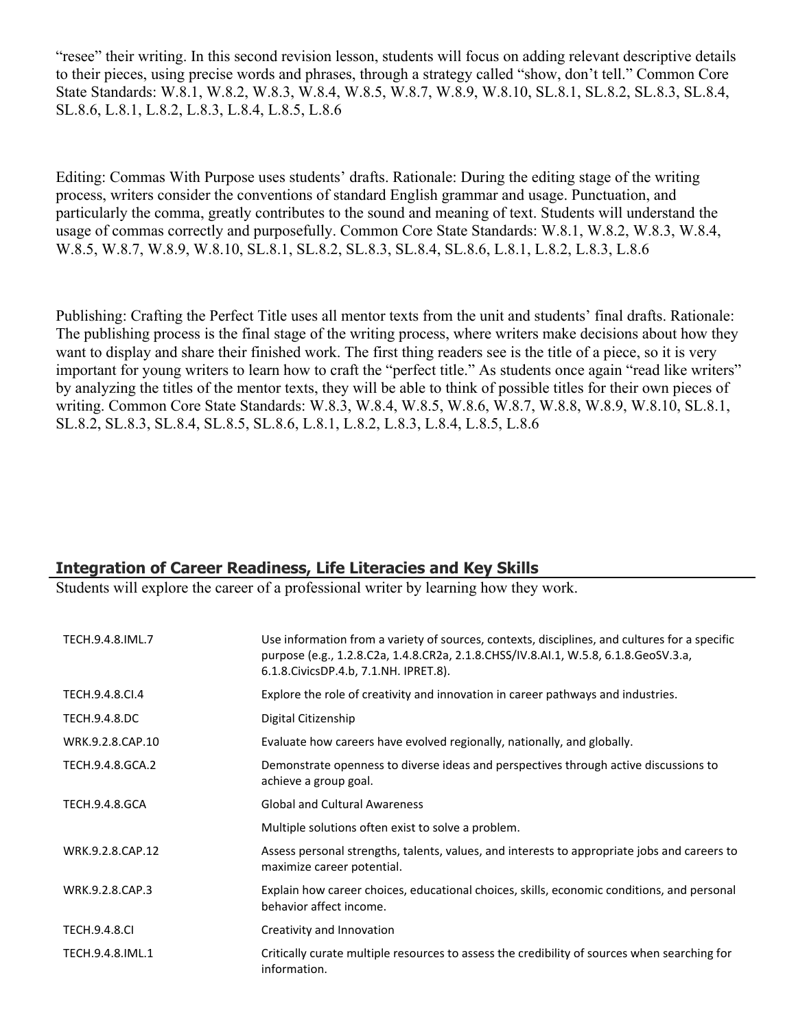"resee" their writing. In this second revision lesson, students will focus on adding relevant descriptive details to their pieces, using precise words and phrases, through a strategy called "show, don't tell." Common Core State Standards: W.8.1, W.8.2, W.8.3, W.8.4, W.8.5, W.8.7, W.8.9, W.8.10, SL.8.1, SL.8.2, SL.8.3, SL.8.4, SL.8.6, L.8.1, L.8.2, L.8.3, L.8.4, L.8.5, L.8.6

Editing: Commas With Purpose uses students' drafts. Rationale: During the editing stage of the writing process, writers consider the conventions of standard English grammar and usage. Punctuation, and particularly the comma, greatly contributes to the sound and meaning of text. Students will understand the usage of commas correctly and purposefully. Common Core State Standards: W.8.1, W.8.2, W.8.3, W.8.4, W.8.5, W.8.7, W.8.9, W.8.10, SL.8.1, SL.8.2, SL.8.3, SL.8.4, SL.8.6, L.8.1, L.8.2, L.8.3, L.8.6

Publishing: Crafting the Perfect Title uses all mentor texts from the unit and students' final drafts. Rationale: The publishing process is the final stage of the writing process, where writers make decisions about how they want to display and share their finished work. The first thing readers see is the title of a piece, so it is very important for young writers to learn how to craft the "perfect title." As students once again "read like writers" by analyzing the titles of the mentor texts, they will be able to think of possible titles for their own pieces of writing. Common Core State Standards: W.8.3, W.8.4, W.8.5, W.8.6, W.8.7, W.8.8, W.8.9, W.8.10, SL.8.1, SL.8.2, SL.8.3, SL.8.4, SL.8.5, SL.8.6, L.8.1, L.8.2, L.8.3, L.8.4, L.8.5, L.8.6

## Integration of Career Readiness, Life Literacies and Key Skills

Students will explore the career of a professional writer by learning how they work.

| | |
|---|---|
| TECH.9.4.8.IML.7 | Use information from a variety of sources, contexts, disciplines, and cultures for a specific purpose (e.g., 1.2.8.C2a, 1.4.8.CR2a, 2.1.8.CHSS/IV.8.AI.1, W.5.8, 6.1.8.GeoSV.3.a, 6.1.8.CivicsDP.4.b, 7.1.NH. IPRET.8). |
| TECH.9.4.8.CI.4 | Explore the role of creativity and innovation in career pathways and industries. |
| TECH.9.4.8.DC | Digital Citizenship |
| WRK.9.2.8.CAP.10 | Evaluate how careers have evolved regionally, nationally, and globally. |
| TECH.9.4.8.GCA.2 | Demonstrate openness to diverse ideas and perspectives through active discussions to achieve a group goal. |
| TECH.9.4.8.GCA | Global and Cultural Awareness |
| | Multiple solutions often exist to solve a problem. |
| WRK.9.2.8.CAP.12 | Assess personal strengths, talents, values, and interests to appropriate jobs and careers to maximize career potential. |
| WRK.9.2.8.CAP.3 | Explain how career choices, educational choices, skills, economic conditions, and personal behavior affect income. |
| TECH.9.4.8.CI | Creativity and Innovation |
| TECH.9.4.8.IML.1 | Critically curate multiple resources to assess the credibility of sources when searching for information. |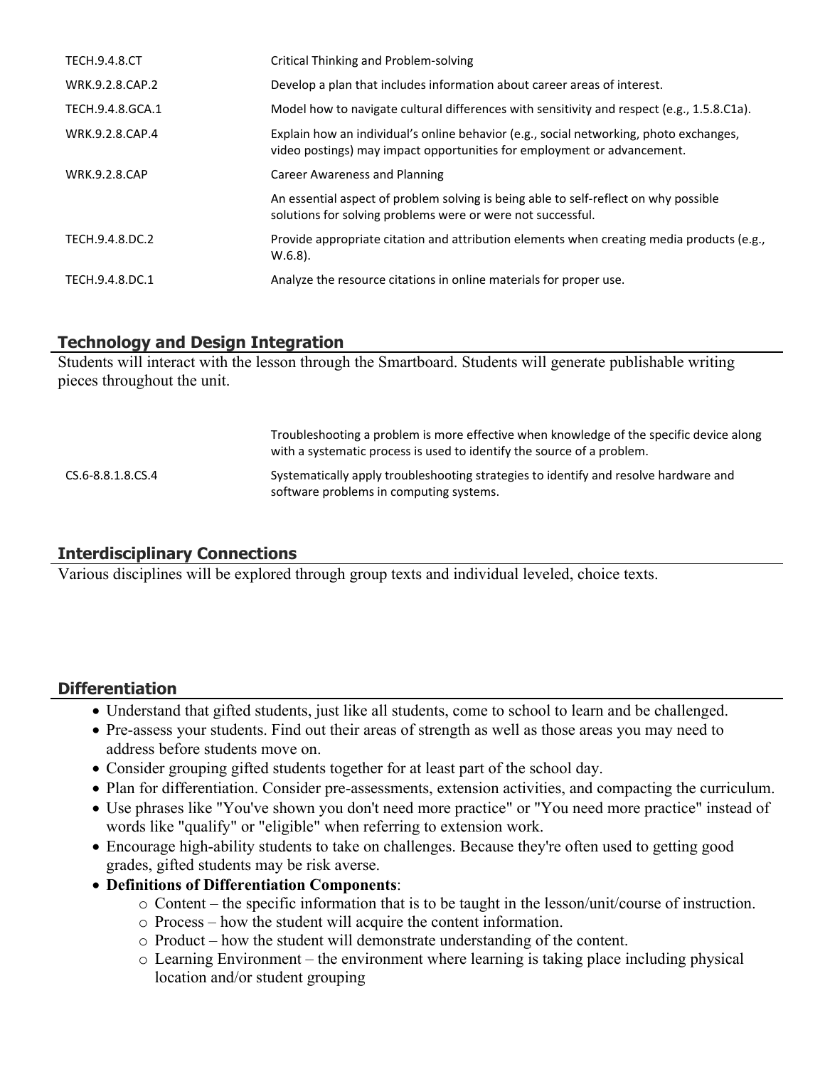| | |
|---|---|
| TECH.9.4.8.CT | Critical Thinking and Problem-solving |
| WRK.9.2.8.CAP.2 | Develop a plan that includes information about career areas of interest. |
| TECH.9.4.8.GCA.1 | Model how to navigate cultural differences with sensitivity and respect (e.g., 1.5.8.C1a). |
| WRK.9.2.8.CAP.4 | Explain how an individual's online behavior (e.g., social networking, photo exchanges, video postings) may impact opportunities for employment or advancement. |
| WRK.9.2.8.CAP | Career Awareness and Planning |
| | An essential aspect of problem solving is being able to self-reflect on why possible solutions for solving problems were or were not successful. |
| TECH.9.4.8.DC.2 | Provide appropriate citation and attribution elements when creating media products (e.g., W.6.8). |
| TECH.9.4.8.DC.1 | Analyze the resource citations in online materials for proper use. |

## Technology and Design Integration

Students will interact with the lesson through the Smartboard. Students will generate publishable writing pieces throughout the unit.

| | |
|---|---|
| | Troubleshooting a problem is more effective when knowledge of the specific device along with a systematic process is used to identify the source of a problem. |
| CS.6-8.8.1.8.CS.4 | Systematically apply troubleshooting strategies to identify and resolve hardware and software problems in computing systems. |

## Interdisciplinary Connections

Various disciplines will be explored through group texts and individual leveled, choice texts.

## Differentiation

- Understand that gifted students, just like all students, come to school to learn and be challenged.
- Pre-assess your students. Find out their areas of strength as well as those areas you may need to address before students move on.
- Consider grouping gifted students together for at least part of the school day.
- Plan for differentiation. Consider pre-assessments, extension activities, and compacting the curriculum.
- Use phrases like "You've shown you don't need more practice" or "You need more practice" instead of words like "qualify" or "eligible" when referring to extension work.
- Encourage high-ability students to take on challenges. Because they're often used to getting good grades, gifted students may be risk averse.
- **Definitions of Differentiation Components**:
  - Content – the specific information that is to be taught in the lesson/unit/course of instruction.
  - Process – how the student will acquire the content information.
  - Product – how the student will demonstrate understanding of the content.
  - Learning Environment – the environment where learning is taking place including physical location and/or student grouping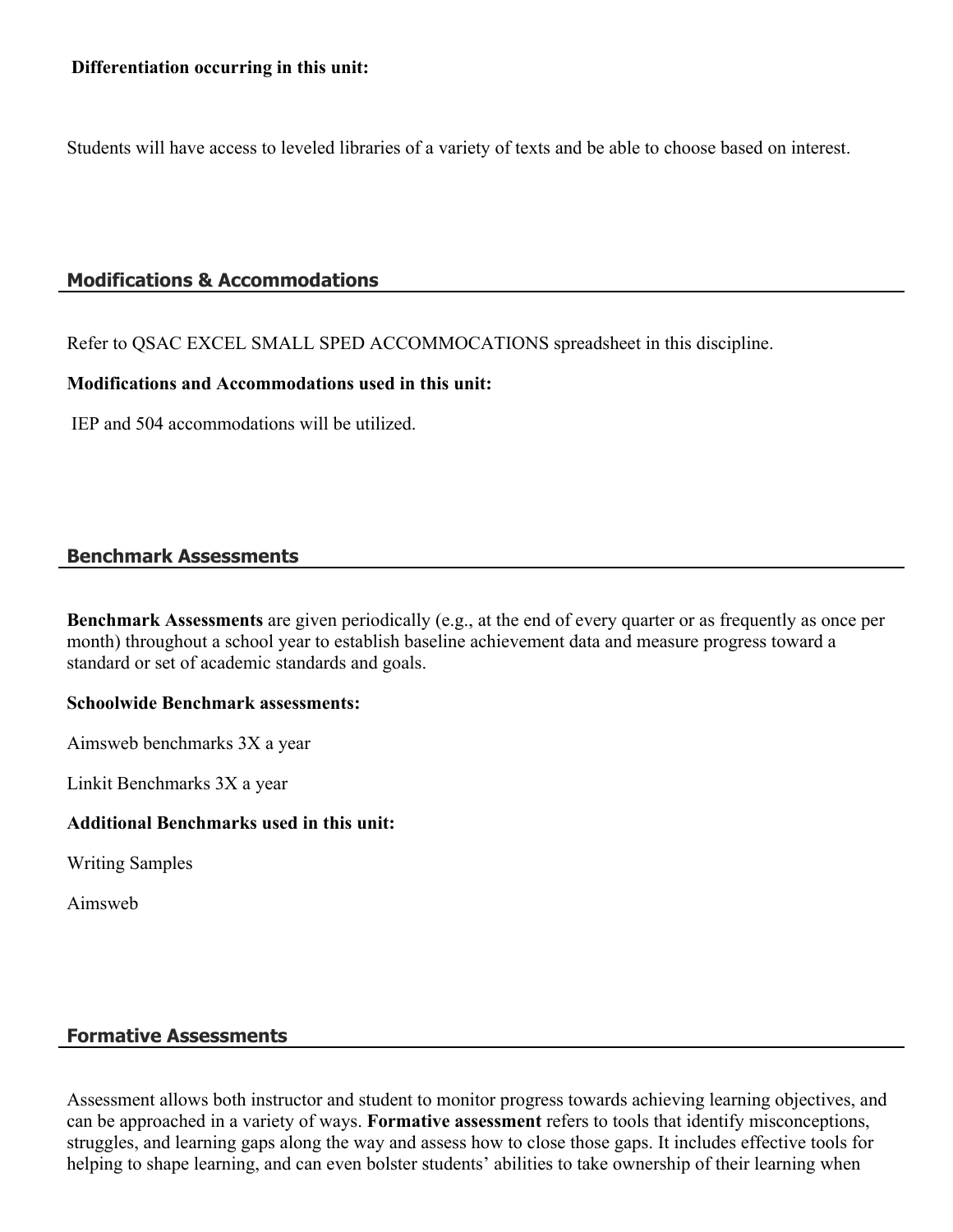**Differentiation occurring in this unit:**

Students will have access to leveled libraries of a variety of texts and be able to choose based on interest.

## Modifications & Accommodations

Refer to QSAC EXCEL SMALL SPED ACCOMMOCATIONS spreadsheet in this discipline.

**Modifications and Accommodations used in this unit:**

IEP and 504 accommodations will be utilized.

## Benchmark Assessments

**Benchmark Assessments** are given periodically (e.g., at the end of every quarter or as frequently as once per month) throughout a school year to establish baseline achievement data and measure progress toward a standard or set of academic standards and goals.

**Schoolwide Benchmark assessments:**

Aimsweb benchmarks 3X a year

Linkit Benchmarks 3X a year

**Additional Benchmarks used in this unit:**

Writing Samples

Aimsweb

## Formative Assessments

Assessment allows both instructor and student to monitor progress towards achieving learning objectives, and can be approached in a variety of ways. **Formative assessment** refers to tools that identify misconceptions, struggles, and learning gaps along the way and assess how to close those gaps. It includes effective tools for helping to shape learning, and can even bolster students' abilities to take ownership of their learning when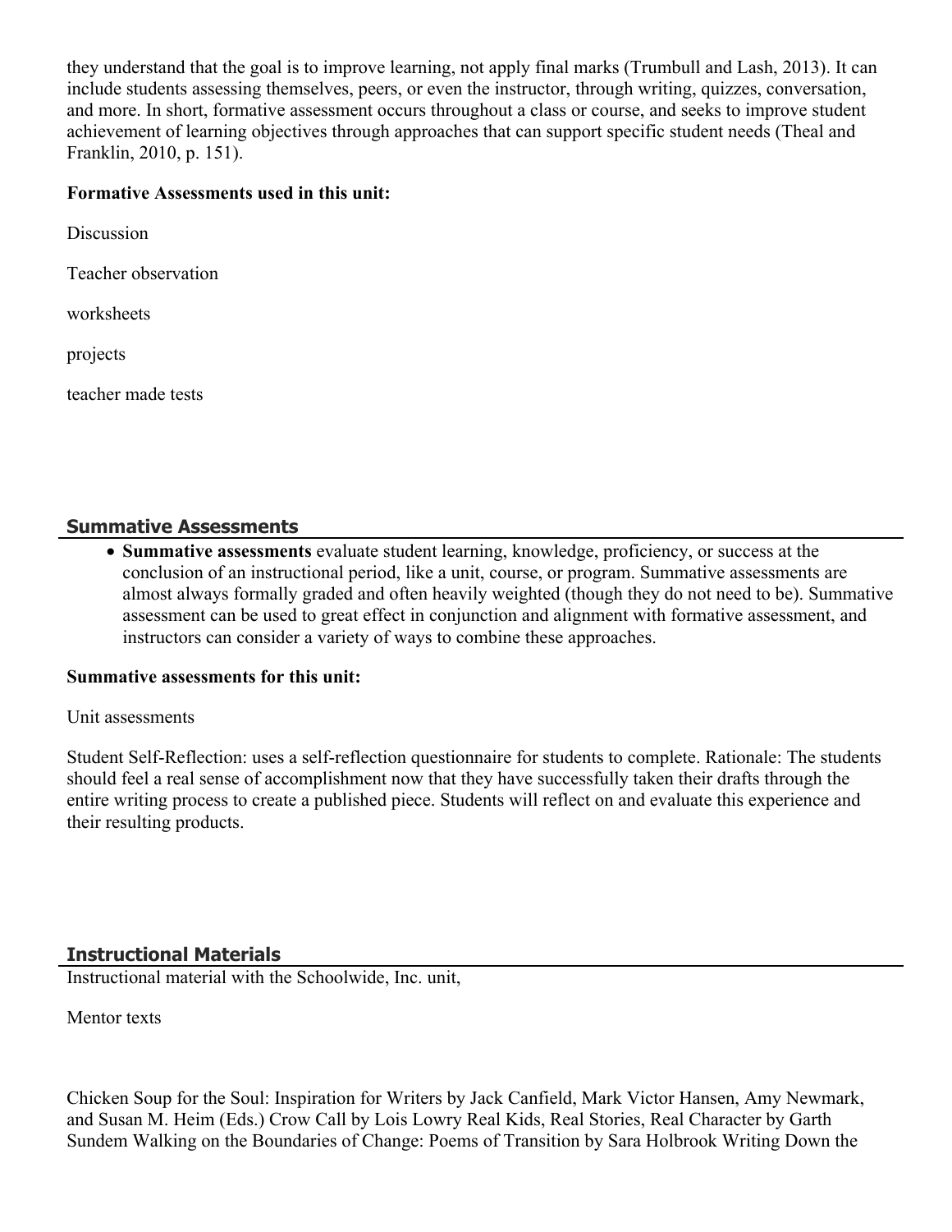they understand that the goal is to improve learning, not apply final marks (Trumbull and Lash, 2013). It can include students assessing themselves, peers, or even the instructor, through writing, quizzes, conversation, and more. In short, formative assessment occurs throughout a class or course, and seeks to improve student achievement of learning objectives through approaches that can support specific student needs (Theal and Franklin, 2010, p. 151).

**Formative Assessments used in this unit:**

Discussion

Teacher observation

worksheets

projects

teacher made tests

## Summative Assessments

- **Summative assessments** evaluate student learning, knowledge, proficiency, or success at the conclusion of an instructional period, like a unit, course, or program. Summative assessments are almost always formally graded and often heavily weighted (though they do not need to be). Summative assessment can be used to great effect in conjunction and alignment with formative assessment, and instructors can consider a variety of ways to combine these approaches.

**Summative assessments for this unit:**

Unit assessments

Student Self-Reflection: uses a self-reflection questionnaire for students to complete. Rationale: The students should feel a real sense of accomplishment now that they have successfully taken their drafts through the entire writing process to create a published piece. Students will reflect on and evaluate this experience and their resulting products.

## Instructional Materials

Instructional material with the Schoolwide, Inc. unit,

Mentor texts

Chicken Soup for the Soul: Inspiration for Writers by Jack Canfield, Mark Victor Hansen, Amy Newmark, and Susan M. Heim (Eds.) Crow Call by Lois Lowry Real Kids, Real Stories, Real Character by Garth Sundem Walking on the Boundaries of Change: Poems of Transition by Sara Holbrook Writing Down the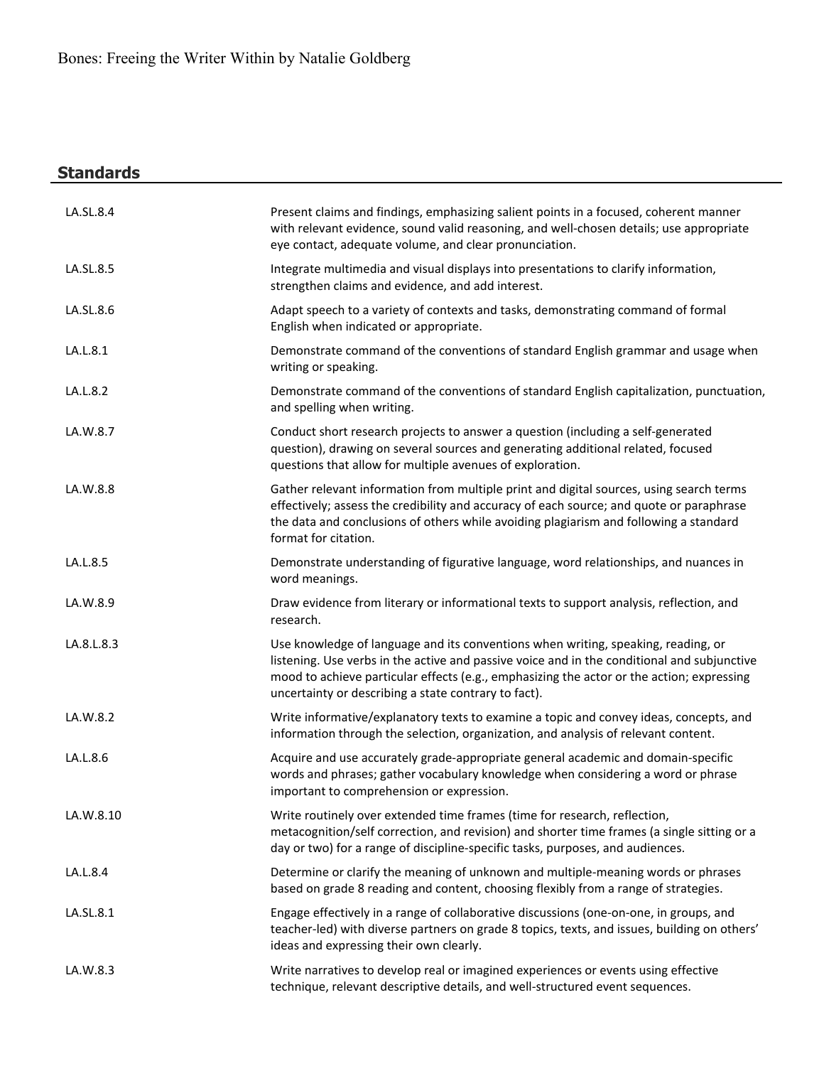Bones: Freeing the Writer Within by Natalie Goldberg

## Standards

| | |
|---|---|
| LA.SL.8.4 | Present claims and findings, emphasizing salient points in a focused, coherent manner with relevant evidence, sound valid reasoning, and well-chosen details; use appropriate eye contact, adequate volume, and clear pronunciation. |
| LA.SL.8.5 | Integrate multimedia and visual displays into presentations to clarify information, strengthen claims and evidence, and add interest. |
| LA.SL.8.6 | Adapt speech to a variety of contexts and tasks, demonstrating command of formal English when indicated or appropriate. |
| LA.L.8.1 | Demonstrate command of the conventions of standard English grammar and usage when writing or speaking. |
| LA.L.8.2 | Demonstrate command of the conventions of standard English capitalization, punctuation, and spelling when writing. |
| LA.W.8.7 | Conduct short research projects to answer a question (including a self-generated question), drawing on several sources and generating additional related, focused questions that allow for multiple avenues of exploration. |
| LA.W.8.8 | Gather relevant information from multiple print and digital sources, using search terms effectively; assess the credibility and accuracy of each source; and quote or paraphrase the data and conclusions of others while avoiding plagiarism and following a standard format for citation. |
| LA.L.8.5 | Demonstrate understanding of figurative language, word relationships, and nuances in word meanings. |
| LA.W.8.9 | Draw evidence from literary or informational texts to support analysis, reflection, and research. |
| LA.8.L.8.3 | Use knowledge of language and its conventions when writing, speaking, reading, or listening. Use verbs in the active and passive voice and in the conditional and subjunctive mood to achieve particular effects (e.g., emphasizing the actor or the action; expressing uncertainty or describing a state contrary to fact). |
| LA.W.8.2 | Write informative/explanatory texts to examine a topic and convey ideas, concepts, and information through the selection, organization, and analysis of relevant content. |
| LA.L.8.6 | Acquire and use accurately grade-appropriate general academic and domain-specific words and phrases; gather vocabulary knowledge when considering a word or phrase important to comprehension or expression. |
| LA.W.8.10 | Write routinely over extended time frames (time for research, reflection, metacognition/self correction, and revision) and shorter time frames (a single sitting or a day or two) for a range of discipline-specific tasks, purposes, and audiences. |
| LA.L.8.4 | Determine or clarify the meaning of unknown and multiple-meaning words or phrases based on grade 8 reading and content, choosing flexibly from a range of strategies. |
| LA.SL.8.1 | Engage effectively in a range of collaborative discussions (one-on-one, in groups, and teacher-led) with diverse partners on grade 8 topics, texts, and issues, building on others' ideas and expressing their own clearly. |
| LA.W.8.3 | Write narratives to develop real or imagined experiences or events using effective technique, relevant descriptive details, and well-structured event sequences. |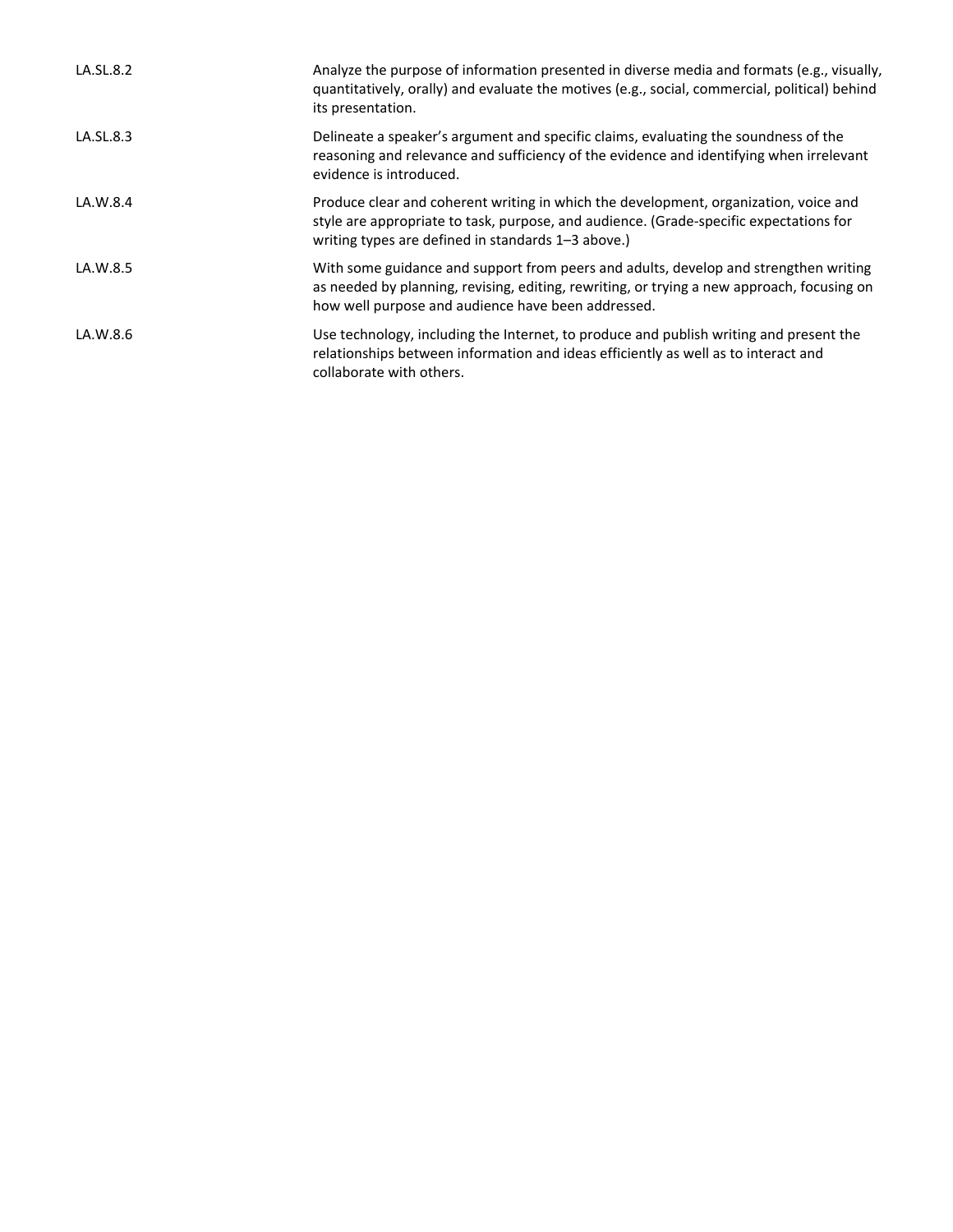| | |
|---|---|
| LA.SL.8.2 | Analyze the purpose of information presented in diverse media and formats (e.g., visually, quantitatively, orally) and evaluate the motives (e.g., social, commercial, political) behind its presentation. |
| LA.SL.8.3 | Delineate a speaker's argument and specific claims, evaluating the soundness of the reasoning and relevance and sufficiency of the evidence and identifying when irrelevant evidence is introduced. |
| LA.W.8.4 | Produce clear and coherent writing in which the development, organization, voice and style are appropriate to task, purpose, and audience. (Grade-specific expectations for writing types are defined in standards 1–3 above.) |
| LA.W.8.5 | With some guidance and support from peers and adults, develop and strengthen writing as needed by planning, revising, editing, rewriting, or trying a new approach, focusing on how well purpose and audience have been addressed. |
| LA.W.8.6 | Use technology, including the Internet, to produce and publish writing and present the relationships between information and ideas efficiently as well as to interact and collaborate with others. |